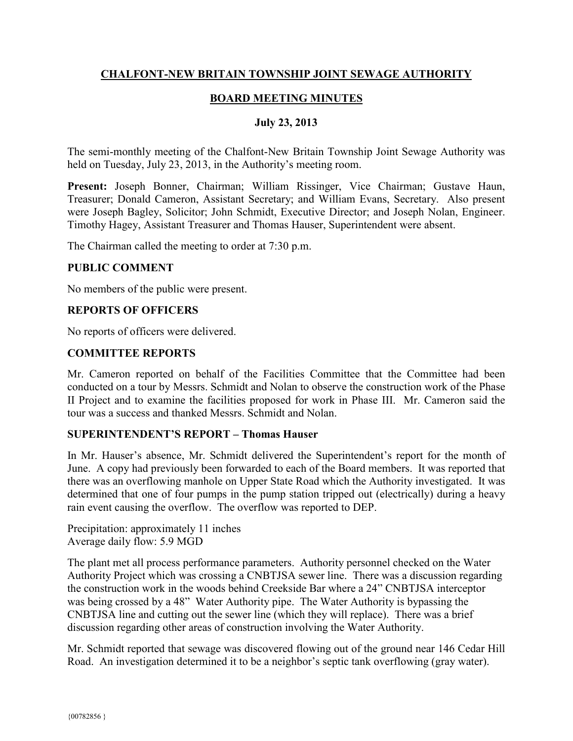# CHALFONT-NEW BRITAIN TOWNSHIP JOINT SEWAGE AUTHORITY

## BOARD MEETING MINUTES

### July 23, 2013

The semi-monthly meeting of the Chalfont-New Britain Township Joint Sewage Authority was held on Tuesday, July 23, 2013, in the Authority's meeting room.

**Present:** Joseph Bonner, Chairman; William Rissinger, Vice Chairman; Gustave Haun, Treasurer; Donald Cameron, Assistant Secretary; and William Evans, Secretary. Also present were Joseph Bagley, Solicitor; John Schmidt, Executive Director; and Joseph Nolan, Engineer. Timothy Hagey, Assistant Treasurer and Thomas Hauser, Superintendent were absent.

The Chairman called the meeting to order at 7:30 p.m.

**PUBLIC COMMENT**

No members of the public were present.

**REPORTS OF OFFICERS**

No reports of officers were delivered.

**COMMITTEE REPORTS**

Mr. Cameron reported on behalf of the Facilities Committee that the Committee had been conducted on a tour by Messrs. Schmidt and Nolan to observe the construction work of the Phase II Project and to examine the facilities proposed for work in Phase III. Mr. Cameron said the tour was a success and thanked Messrs. Schmidt and Nolan.

**SUPERINTENDENT'S REPORT – Thomas Hauser**

In Mr. Hauser's absence, Mr. Schmidt delivered the Superintendent's report for the month of June. A copy had previously been forwarded to each of the Board members. It was reported that there was an overflowing manhole on Upper State Road which the Authority investigated. It was determined that one of four pumps in the pump station tripped out (electrically) during a heavy rain event causing the overflow. The overflow was reported to DEP.

Precipitation: approximately 11 inches
Average daily flow: 5.9 MGD

The plant met all process performance parameters. Authority personnel checked on the Water Authority Project which was crossing a CNBTJSA sewer line. There was a discussion regarding the construction work in the woods behind Creekside Bar where a 24" CNBTJSA interceptor was being crossed by a 48" Water Authority pipe. The Water Authority is bypassing the CNBTJSA line and cutting out the sewer line (which they will replace). There was a brief discussion regarding other areas of construction involving the Water Authority.

Mr. Schmidt reported that sewage was discovered flowing out of the ground near 146 Cedar Hill Road. An investigation determined it to be a neighbor's septic tank overflowing (gray water).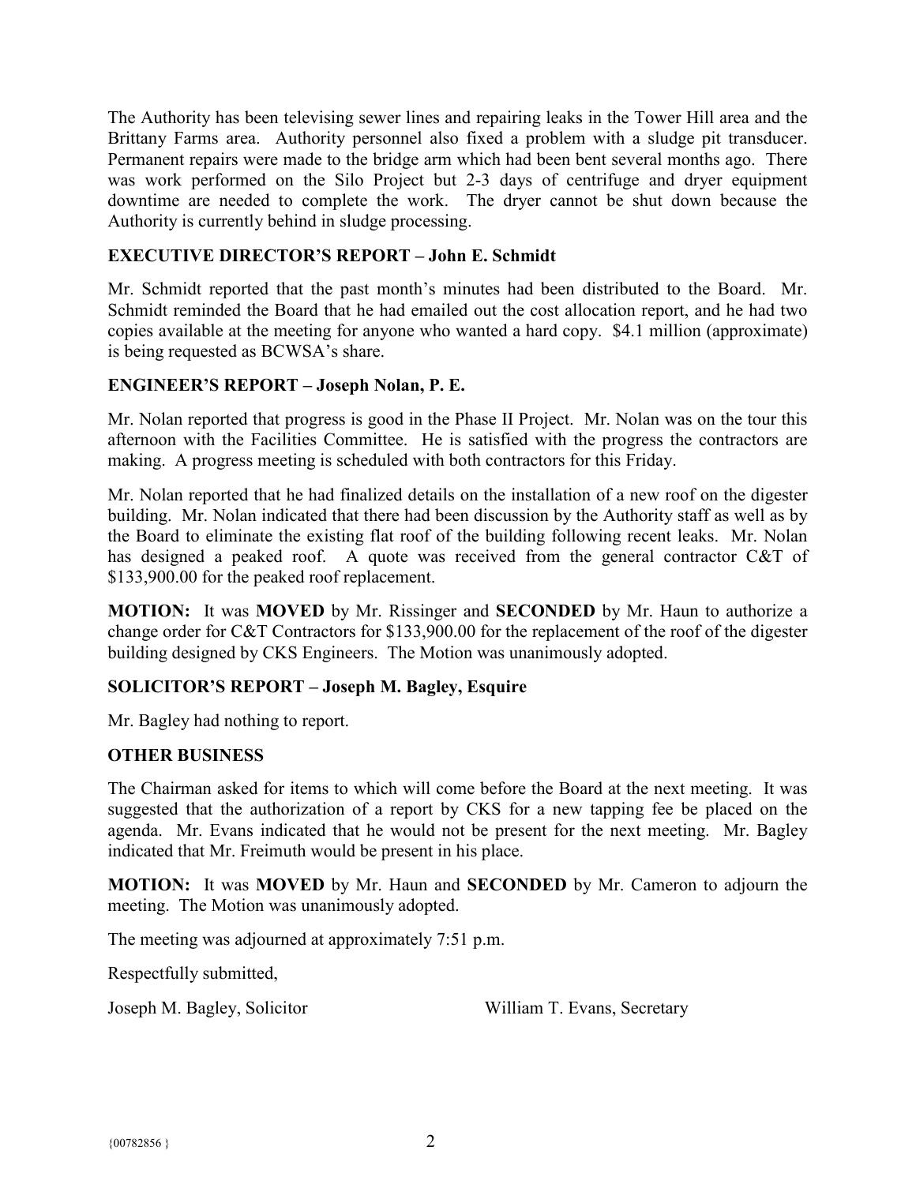The Authority has been televising sewer lines and repairing leaks in the Tower Hill area and the Brittany Farms area. Authority personnel also fixed a problem with a sludge pit transducer. Permanent repairs were made to the bridge arm which had been bent several months ago. There was work performed on the Silo Project but 2-3 days of centrifuge and dryer equipment downtime are needed to complete the work. The dryer cannot be shut down because the Authority is currently behind in sludge processing.

**EXECUTIVE DIRECTOR'S REPORT – John E. Schmidt**

Mr. Schmidt reported that the past month's minutes had been distributed to the Board. Mr. Schmidt reminded the Board that he had emailed out the cost allocation report, and he had two copies available at the meeting for anyone who wanted a hard copy. $4.1 million (approximate) is being requested as BCWSA's share.

**ENGINEER'S REPORT – Joseph Nolan, P. E.**

Mr. Nolan reported that progress is good in the Phase II Project. Mr. Nolan was on the tour this afternoon with the Facilities Committee. He is satisfied with the progress the contractors are making. A progress meeting is scheduled with both contractors for this Friday.

Mr. Nolan reported that he had finalized details on the installation of a new roof on the digester building. Mr. Nolan indicated that there had been discussion by the Authority staff as well as by the Board to eliminate the existing flat roof of the building following recent leaks. Mr. Nolan has designed a peaked roof. A quote was received from the general contractor C&T of $133,900.00 for the peaked roof replacement.

**MOTION:** It was **MOVED** by Mr. Rissinger and **SECONDED** by Mr. Haun to authorize a change order for C&T Contractors for $133,900.00 for the replacement of the roof of the digester building designed by CKS Engineers. The Motion was unanimously adopted.

**SOLICITOR'S REPORT – Joseph M. Bagley, Esquire**

Mr. Bagley had nothing to report.

**OTHER BUSINESS**

The Chairman asked for items to which will come before the Board at the next meeting. It was suggested that the authorization of a report by CKS for a new tapping fee be placed on the agenda. Mr. Evans indicated that he would not be present for the next meeting. Mr. Bagley indicated that Mr. Freimuth would be present in his place.

**MOTION:** It was **MOVED** by Mr. Haun and **SECONDED** by Mr. Cameron to adjourn the meeting. The Motion was unanimously adopted.

The meeting was adjourned at approximately 7:51 p.m.

Respectfully submitted,

Joseph M. Bagley, Solicitor William T. Evans, Secretary

{00782856 }